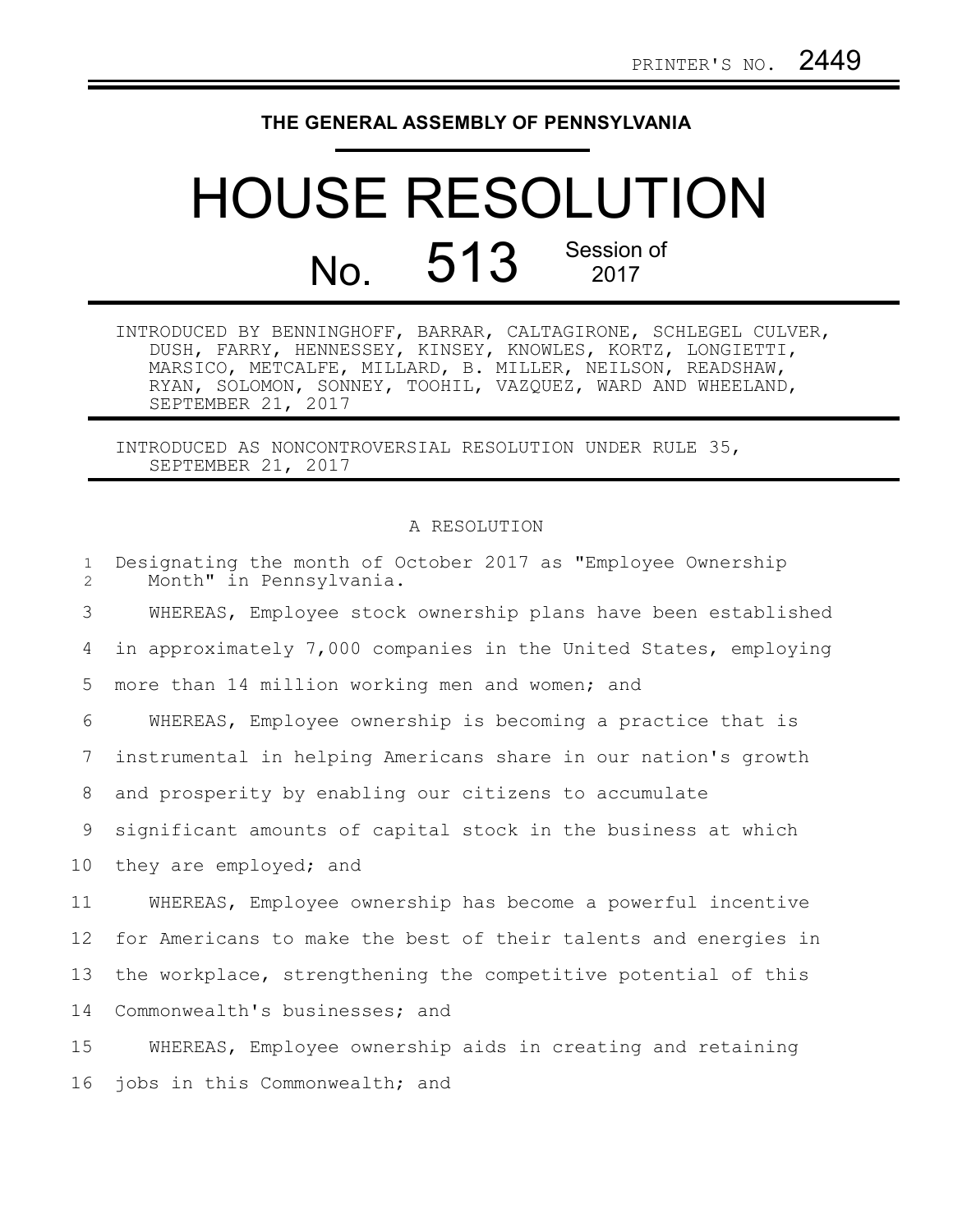PRINTER'S NO. 2449

**THE GENERAL ASSEMBLY OF PENNSYLVANIA**

# HOUSE RESOLUTION

## No. 513 Session of 2017

INTRODUCED BY BENNINGHOFF, BARRAR, CALTAGIRONE, SCHLEGEL CULVER, DUSH, FARRY, HENNESSEY, KINSEY, KNOWLES, KORTZ, LONGIETTI, MARSICO, METCALFE, MILLARD, B. MILLER, NEILSON, READSHAW, RYAN, SOLOMON, SONNEY, TOOHIL, VAZQUEZ, WARD AND WHEELAND, SEPTEMBER 21, 2017

INTRODUCED AS NONCONTROVERSIAL RESOLUTION UNDER RULE 35, SEPTEMBER 21, 2017

A RESOLUTION

Designating the month of October 2017 as "Employee Ownership Month" in Pennsylvania.

WHEREAS, Employee stock ownership plans have been established in approximately 7,000 companies in the United States, employing more than 14 million working men and women; and

WHEREAS, Employee ownership is becoming a practice that is instrumental in helping Americans share in our nation's growth and prosperity by enabling our citizens to accumulate significant amounts of capital stock in the business at which they are employed; and

WHEREAS, Employee ownership has become a powerful incentive for Americans to make the best of their talents and energies in the workplace, strengthening the competitive potential of this Commonwealth's businesses; and

WHEREAS, Employee ownership aids in creating and retaining jobs in this Commonwealth; and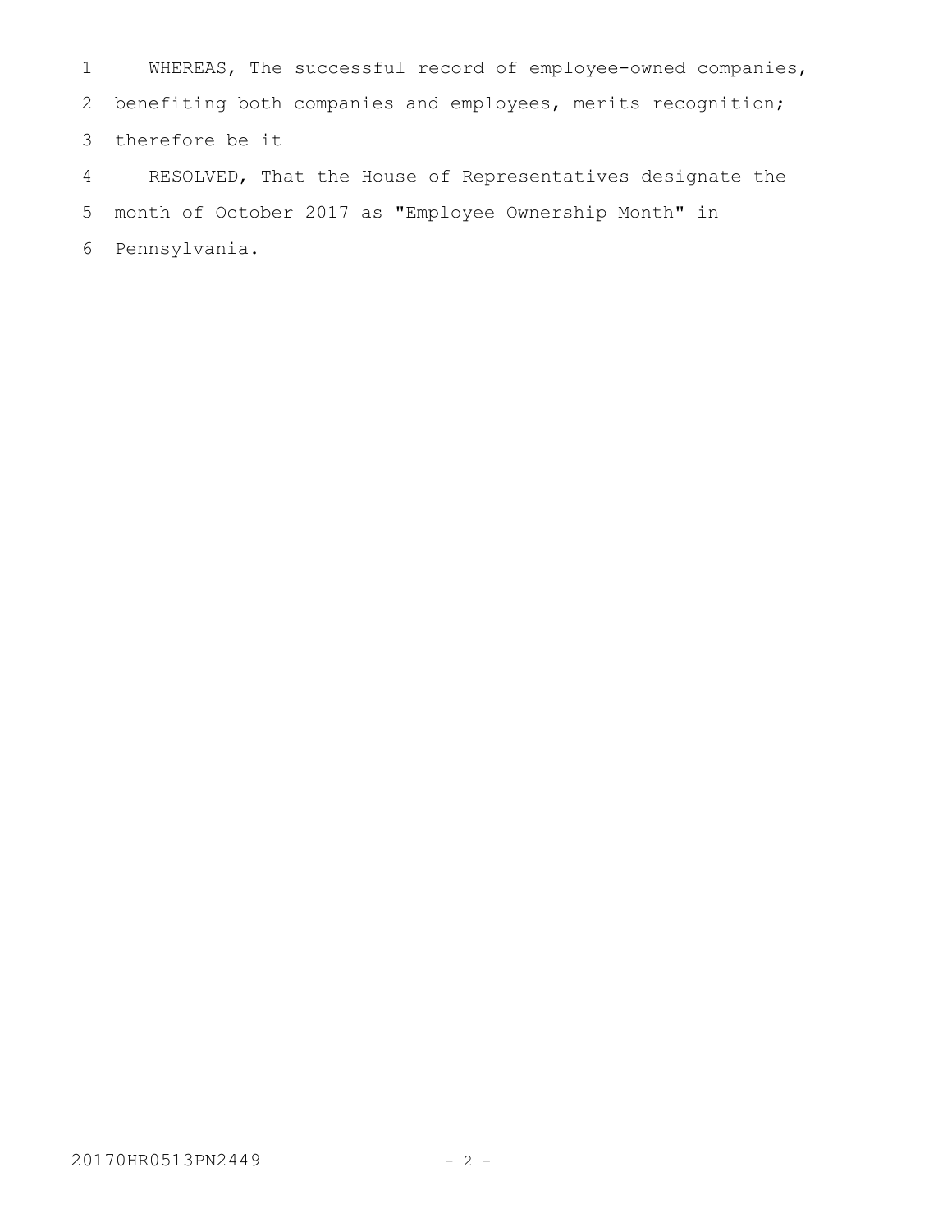WHEREAS, The successful record of employee-owned companies, benefiting both companies and employees, merits recognition; therefore be it

RESOLVED, That the House of Representatives designate the month of October 2017 as "Employee Ownership Month" in Pennsylvania.